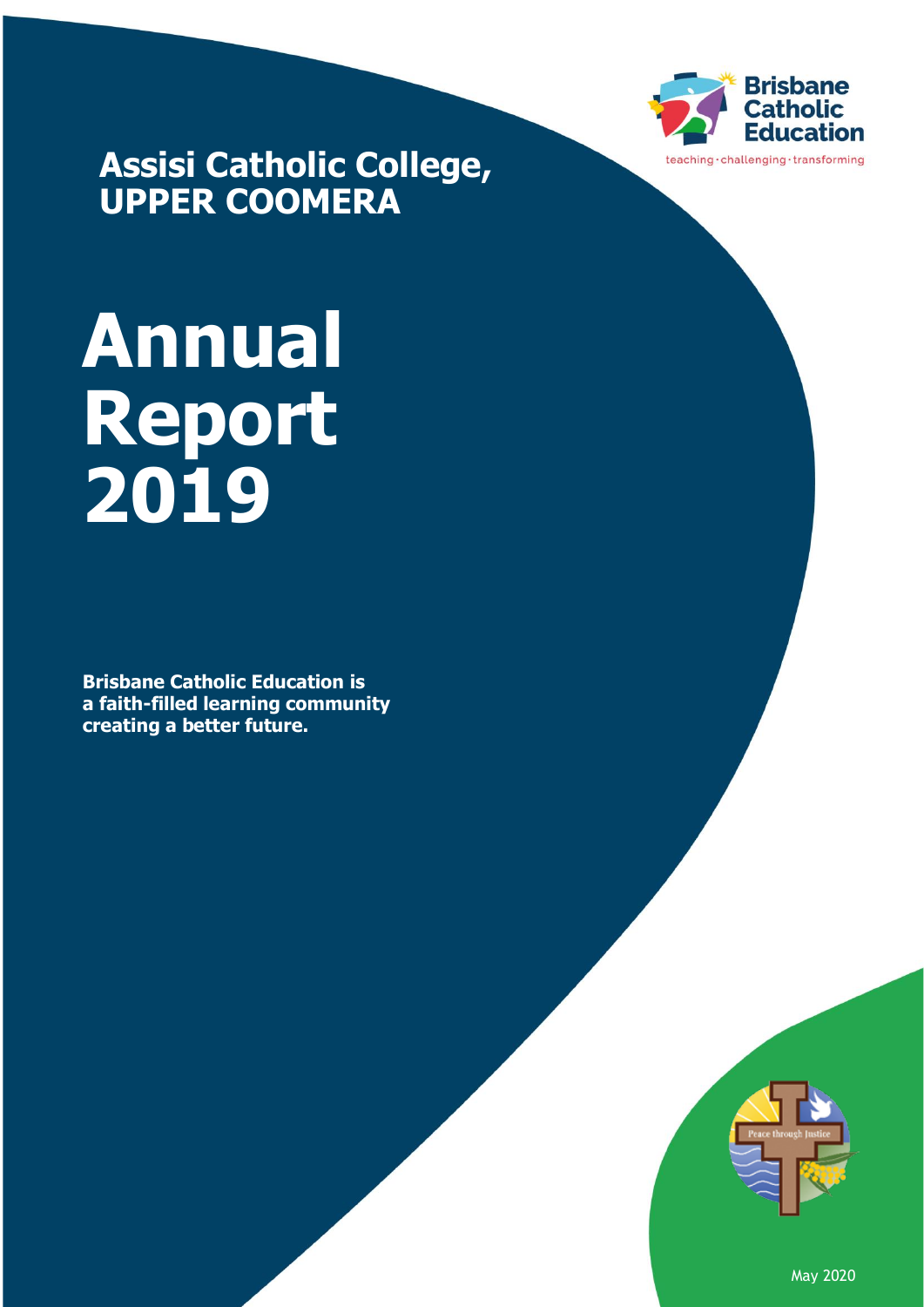Brisbane Catholic Education

teaching · challenging · transforming

## Assisi Catholic College, UPPER COOMERA

# Annual Report 2019

**Brisbane Catholic Education is a faith-filled learning community creating a better future.**

Peace through Justice

May 2020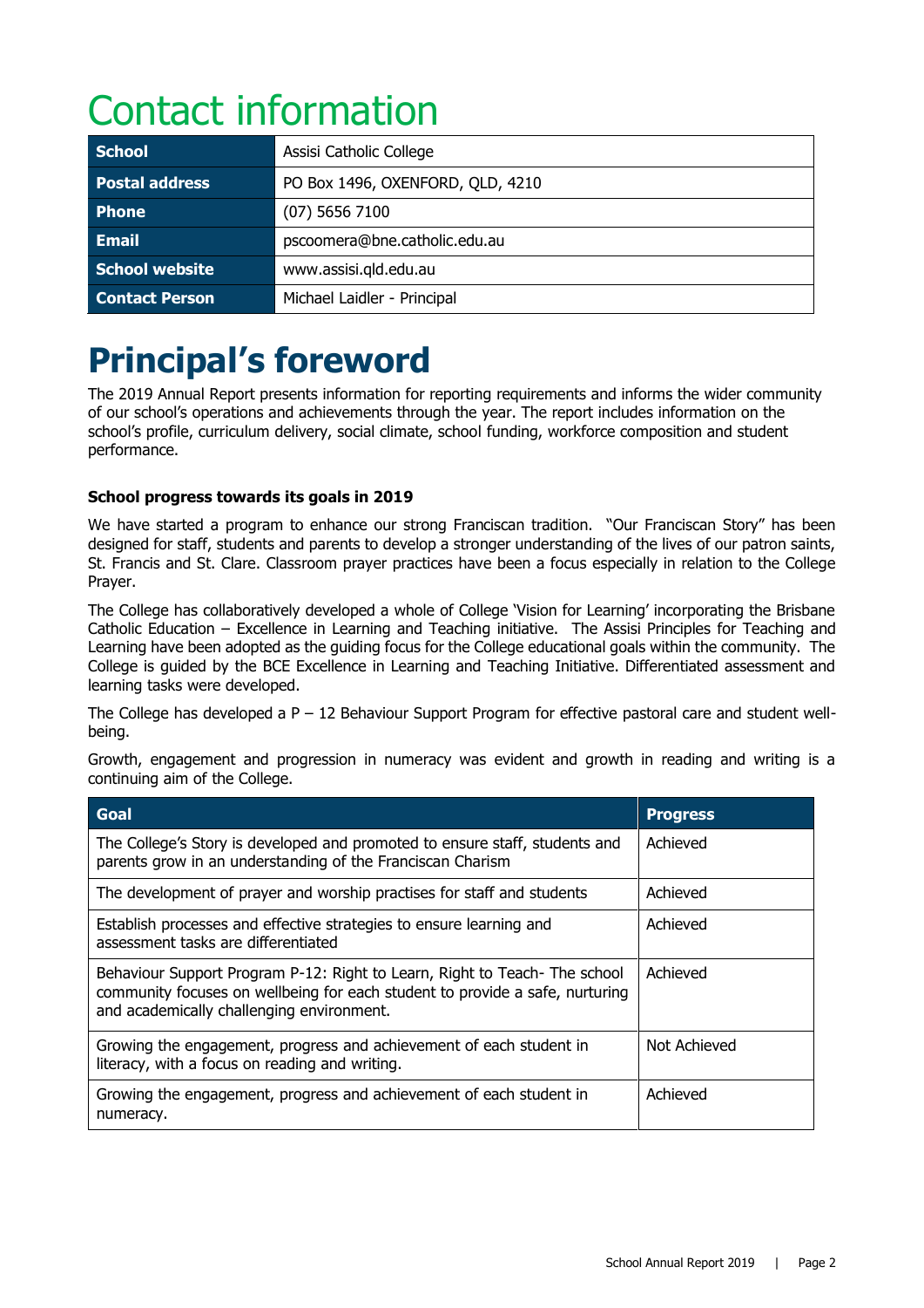# Contact information

| School | Assisi Catholic College |
|---|---|
| Postal address | PO Box 1496, OXENFORD, QLD, 4210 |
| Phone | (07) 5656 7100 |
| Email | pscoomera@bne.catholic.edu.au |
| School website | www.assisi.qld.edu.au |
| Contact Person | Michael Laidler - Principal |

# Principal's foreword

The 2019 Annual Report presents information for reporting requirements and informs the wider community of our school's operations and achievements through the year. The report includes information on the school's profile, curriculum delivery, social climate, school funding, workforce composition and student performance.

### School progress towards its goals in 2019

We have started a program to enhance our strong Franciscan tradition. "Our Franciscan Story" has been designed for staff, students and parents to develop a stronger understanding of the lives of our patron saints, St. Francis and St. Clare. Classroom prayer practices have been a focus especially in relation to the College Prayer.

The College has collaboratively developed a whole of College 'Vision for Learning' incorporating the Brisbane Catholic Education – Excellence in Learning and Teaching initiative. The Assisi Principles for Teaching and Learning have been adopted as the guiding focus for the College educational goals within the community. The College is guided by the BCE Excellence in Learning and Teaching Initiative. Differentiated assessment and learning tasks were developed.

The College has developed a P – 12 Behaviour Support Program for effective pastoral care and student well-being.

Growth, engagement and progression in numeracy was evident and growth in reading and writing is a continuing aim of the College.

| Goal | Progress |
|---|---|
| The College's Story is developed and promoted to ensure staff, students and parents grow in an understanding of the Franciscan Charism | Achieved |
| The development of prayer and worship practises for staff and students | Achieved |
| Establish processes and effective strategies to ensure learning and assessment tasks are differentiated | Achieved |
| Behaviour Support Program P-12: Right to Learn, Right to Teach- The school community focuses on wellbeing for each student to provide a safe, nurturing and academically challenging environment. | Achieved |
| Growing the engagement, progress and achievement of each student in literacy, with a focus on reading and writing. | Not Achieved |
| Growing the engagement, progress and achievement of each student in numeracy. | Achieved |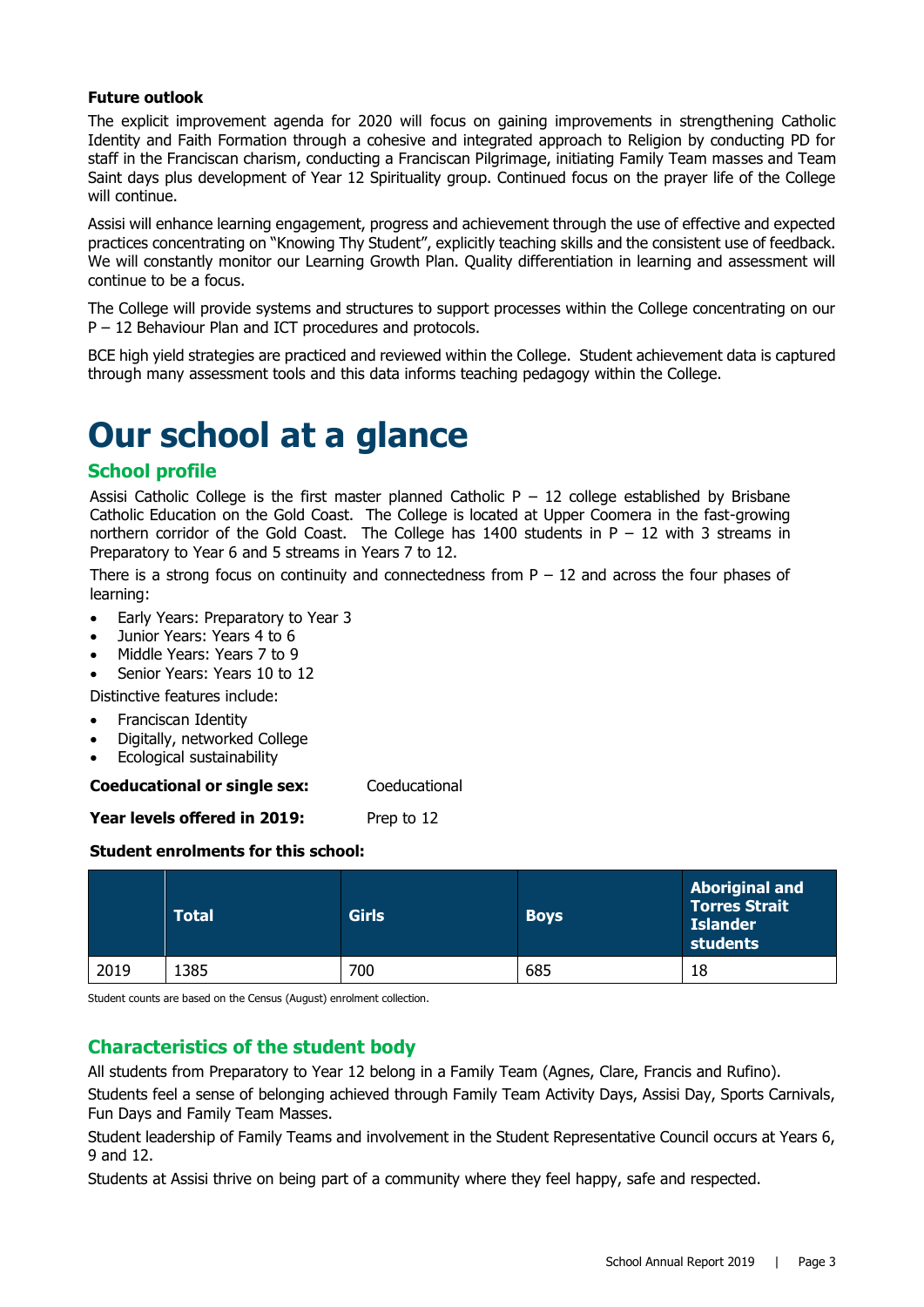**Future outlook**

The explicit improvement agenda for 2020 will focus on gaining improvements in strengthening Catholic Identity and Faith Formation through a cohesive and integrated approach to Religion by conducting PD for staff in the Franciscan charism, conducting a Franciscan Pilgrimage, initiating Family Team masses and Team Saint days plus development of Year 12 Spirituality group. Continued focus on the prayer life of the College will continue.

Assisi will enhance learning engagement, progress and achievement through the use of effective and expected practices concentrating on "Knowing Thy Student", explicitly teaching skills and the consistent use of feedback. We will constantly monitor our Learning Growth Plan. Quality differentiation in learning and assessment will continue to be a focus.

The College will provide systems and structures to support processes within the College concentrating on our P – 12 Behaviour Plan and ICT procedures and protocols.

BCE high yield strategies are practiced and reviewed within the College. Student achievement data is captured through many assessment tools and this data informs teaching pedagogy within the College.

# Our school at a glance

## School profile

Assisi Catholic College is the first master planned Catholic P – 12 college established by Brisbane Catholic Education on the Gold Coast. The College is located at Upper Coomera in the fast-growing northern corridor of the Gold Coast. The College has 1400 students in P – 12 with 3 streams in Preparatory to Year 6 and 5 streams in Years 7 to 12.

There is a strong focus on continuity and connectedness from P – 12 and across the four phases of learning:

- Early Years: Preparatory to Year 3
- Junior Years: Years 4 to 6
- Middle Years: Years 7 to 9
- Senior Years: Years 10 to 12

Distinctive features include:

- Franciscan Identity
- Digitally, networked College
- Ecological sustainability

**Coeducational or single sex:** Coeducational

**Year levels offered in 2019:** Prep to 12

**Student enrolments for this school:**

| | Total | Girls | Boys | Aboriginal and Torres Strait Islander students |
|---|---|---|---|---|
| 2019 | 1385 | 700 | 685 | 18 |

Student counts are based on the Census (August) enrolment collection.

## Characteristics of the student body

All students from Preparatory to Year 12 belong in a Family Team (Agnes, Clare, Francis and Rufino).

Students feel a sense of belonging achieved through Family Team Activity Days, Assisi Day, Sports Carnivals, Fun Days and Family Team Masses.

Student leadership of Family Teams and involvement in the Student Representative Council occurs at Years 6, 9 and 12.

Students at Assisi thrive on being part of a community where they feel happy, safe and respected.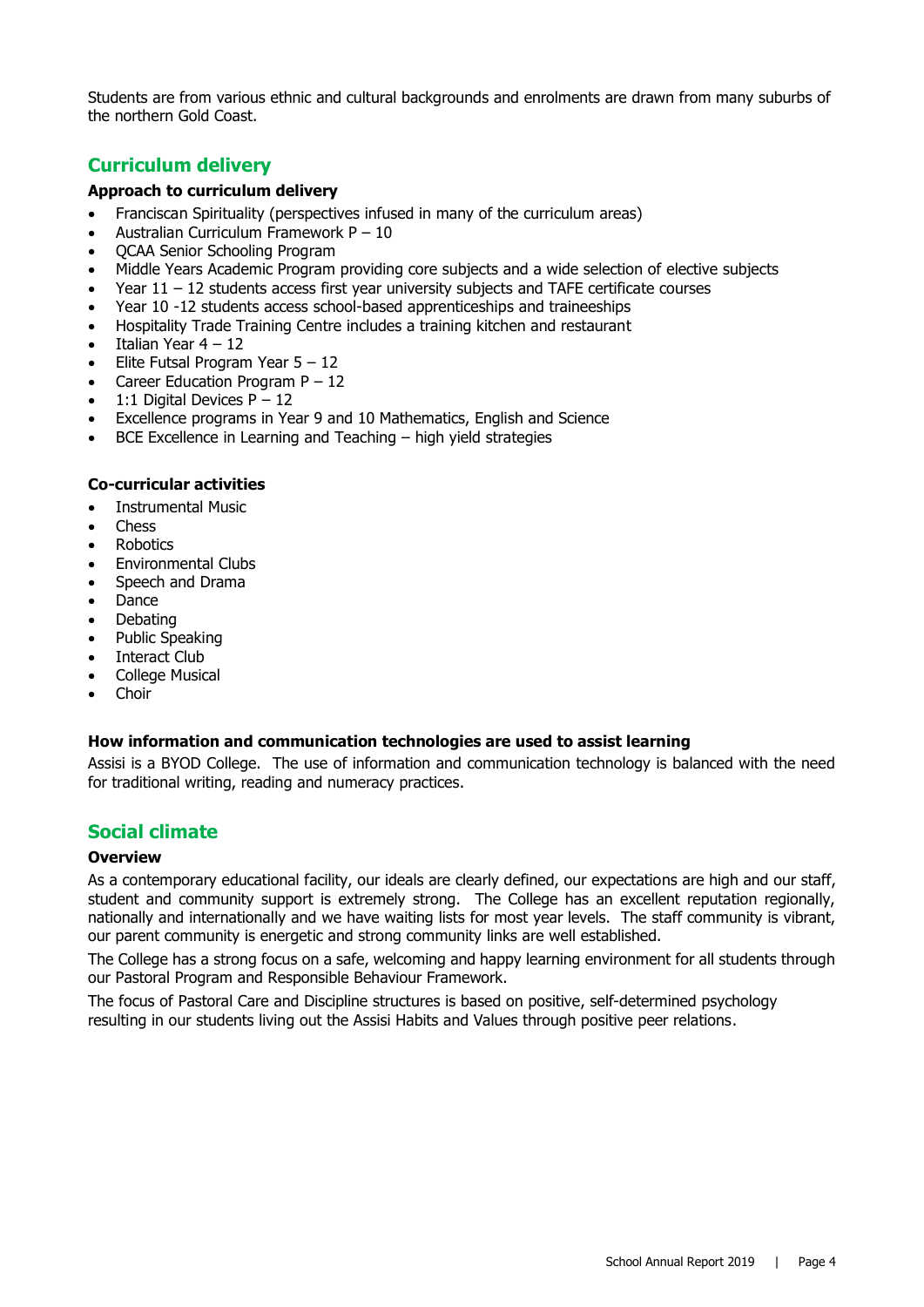Students are from various ethnic and cultural backgrounds and enrolments are drawn from many suburbs of the northern Gold Coast.

## Curriculum delivery

**Approach to curriculum delivery**

- Franciscan Spirituality (perspectives infused in many of the curriculum areas)
- Australian Curriculum Framework P – 10
- QCAA Senior Schooling Program
- Middle Years Academic Program providing core subjects and a wide selection of elective subjects
- Year 11 – 12 students access first year university subjects and TAFE certificate courses
- Year 10 -12 students access school-based apprenticeships and traineeships
- Hospitality Trade Training Centre includes a training kitchen and restaurant
- Italian Year 4 – 12
- Elite Futsal Program Year 5 – 12
- Career Education Program P – 12
- 1:1 Digital Devices P – 12
- Excellence programs in Year 9 and 10 Mathematics, English and Science
- BCE Excellence in Learning and Teaching – high yield strategies

**Co-curricular activities**

- Instrumental Music
- Chess
- Robotics
- Environmental Clubs
- Speech and Drama
- Dance
- Debating
- Public Speaking
- Interact Club
- College Musical
- Choir

**How information and communication technologies are used to assist learning**

Assisi is a BYOD College. The use of information and communication technology is balanced with the need for traditional writing, reading and numeracy practices.

## Social climate

**Overview**

As a contemporary educational facility, our ideals are clearly defined, our expectations are high and our staff, student and community support is extremely strong. The College has an excellent reputation regionally, nationally and internationally and we have waiting lists for most year levels. The staff community is vibrant, our parent community is energetic and strong community links are well established.

The College has a strong focus on a safe, welcoming and happy learning environment for all students through our Pastoral Program and Responsible Behaviour Framework.

The focus of Pastoral Care and Discipline structures is based on positive, self-determined psychology resulting in our students living out the Assisi Habits and Values through positive peer relations.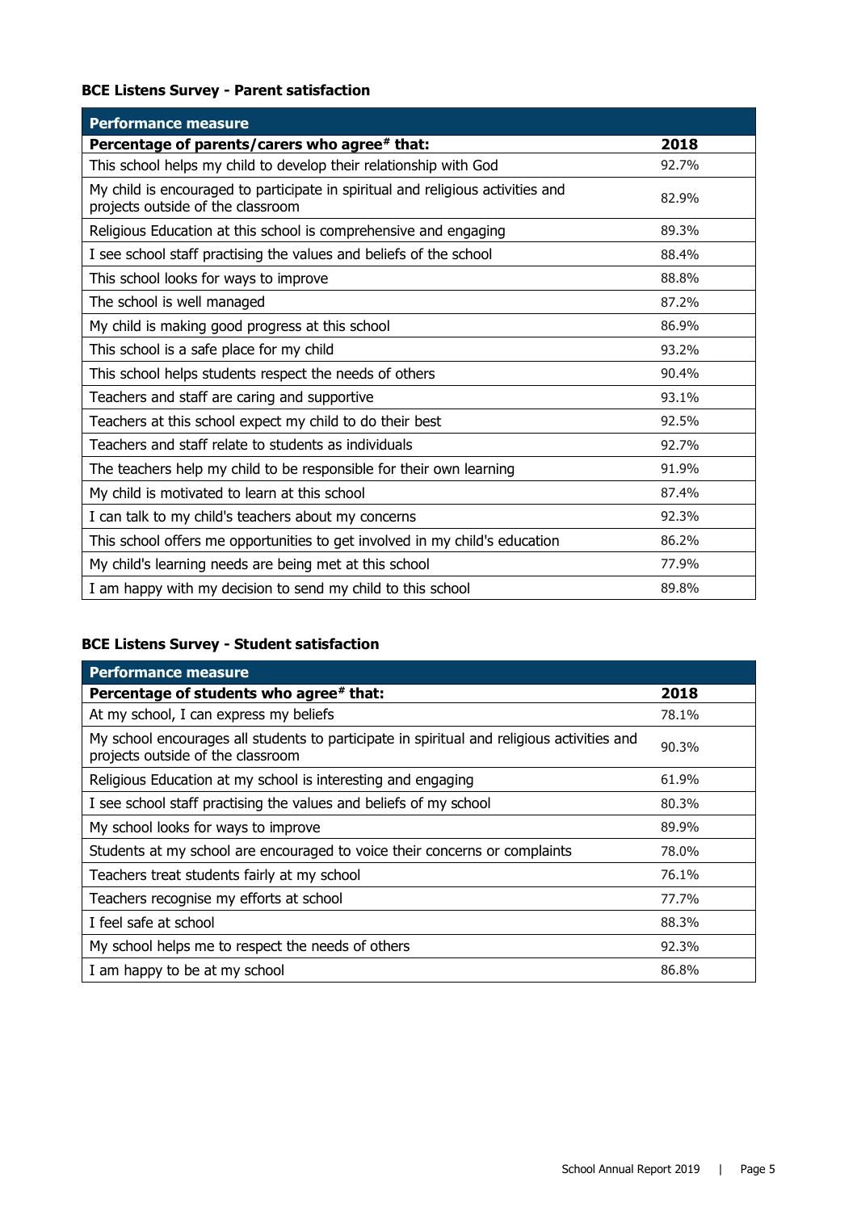### BCE Listens Survey - Parent satisfaction

| Performance measure | |
|---|---|
| **Percentage of parents/carers who agree# that:** | **2018** |
| This school helps my child to develop their relationship with God | 92.7% |
| My child is encouraged to participate in spiritual and religious activities and projects outside of the classroom | 82.9% |
| Religious Education at this school is comprehensive and engaging | 89.3% |
| I see school staff practising the values and beliefs of the school | 88.4% |
| This school looks for ways to improve | 88.8% |
| The school is well managed | 87.2% |
| My child is making good progress at this school | 86.9% |
| This school is a safe place for my child | 93.2% |
| This school helps students respect the needs of others | 90.4% |
| Teachers and staff are caring and supportive | 93.1% |
| Teachers at this school expect my child to do their best | 92.5% |
| Teachers and staff relate to students as individuals | 92.7% |
| The teachers help my child to be responsible for their own learning | 91.9% |
| My child is motivated to learn at this school | 87.4% |
| I can talk to my child's teachers about my concerns | 92.3% |
| This school offers me opportunities to get involved in my child's education | 86.2% |
| My child's learning needs are being met at this school | 77.9% |
| I am happy with my decision to send my child to this school | 89.8% |

### BCE Listens Survey - Student satisfaction

| Performance measure | |
|---|---|
| **Percentage of students who agree# that:** | **2018** |
| At my school, I can express my beliefs | 78.1% |
| My school encourages all students to participate in spiritual and religious activities and projects outside of the classroom | 90.3% |
| Religious Education at my school is interesting and engaging | 61.9% |
| I see school staff practising the values and beliefs of my school | 80.3% |
| My school looks for ways to improve | 89.9% |
| Students at my school are encouraged to voice their concerns or complaints | 78.0% |
| Teachers treat students fairly at my school | 76.1% |
| Teachers recognise my efforts at school | 77.7% |
| I feel safe at school | 88.3% |
| My school helps me to respect the needs of others | 92.3% |
| I am happy to be at my school | 86.8% |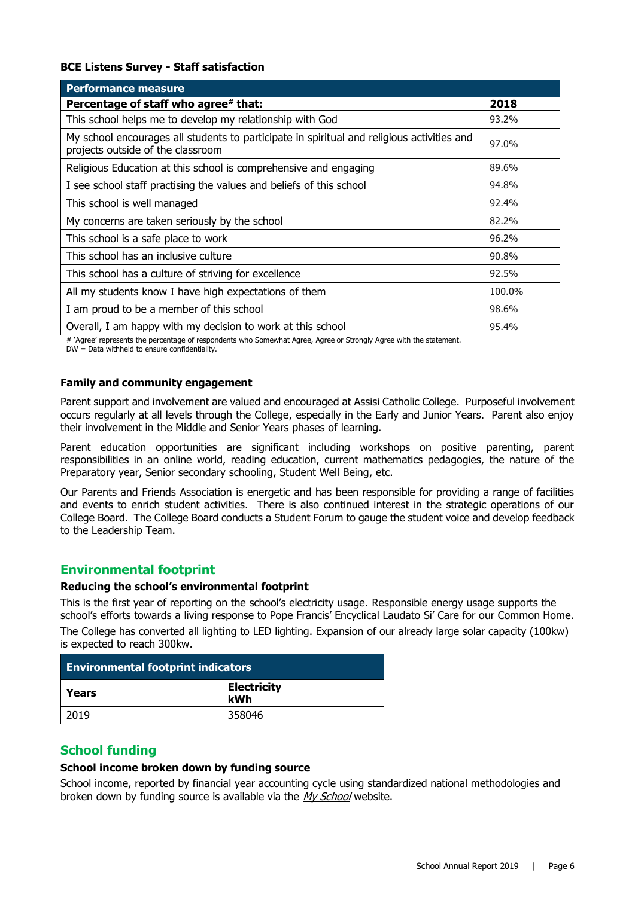**BCE Listens Survey - Staff satisfaction**

| Performance measure | |
|---|---|
| **Percentage of staff who agree# that:** | **2018** |
| This school helps me to develop my relationship with God | 93.2% |
| My school encourages all students to participate in spiritual and religious activities and projects outside of the classroom | 97.0% |
| Religious Education at this school is comprehensive and engaging | 89.6% |
| I see school staff practising the values and beliefs of this school | 94.8% |
| This school is well managed | 92.4% |
| My concerns are taken seriously by the school | 82.2% |
| This school is a safe place to work | 96.2% |
| This school has an inclusive culture | 90.8% |
| This school has a culture of striving for excellence | 92.5% |
| All my students know I have high expectations of them | 100.0% |
| I am proud to be a member of this school | 98.6% |
| Overall, I am happy with my decision to work at this school | 95.4% |

# 'Agree' represents the percentage of respondents who Somewhat Agree, Agree or Strongly Agree with the statement.
DW = Data withheld to ensure confidentiality.

**Family and community engagement**

Parent support and involvement are valued and encouraged at Assisi Catholic College. Purposeful involvement occurs regularly at all levels through the College, especially in the Early and Junior Years. Parent also enjoy their involvement in the Middle and Senior Years phases of learning.

Parent education opportunities are significant including workshops on positive parenting, parent responsibilities in an online world, reading education, current mathematics pedagogies, the nature of the Preparatory year, Senior secondary schooling, Student Well Being, etc.

Our Parents and Friends Association is energetic and has been responsible for providing a range of facilities and events to enrich student activities. There is also continued interest in the strategic operations of our College Board. The College Board conducts a Student Forum to gauge the student voice and develop feedback to the Leadership Team.

## Environmental footprint

**Reducing the school's environmental footprint**

This is the first year of reporting on the school's electricity usage. Responsible energy usage supports the school's efforts towards a living response to Pope Francis' Encyclical Laudato Si' Care for our Common Home.

The College has converted all lighting to LED lighting. Expansion of our already large solar capacity (100kw) is expected to reach 300kw.

| Environmental footprint indicators | |
|---|---|
| **Years** | **Electricity kWh** |
| 2019 | 358046 |

## School funding

**School income broken down by funding source**

School income, reported by financial year accounting cycle using standardized national methodologies and broken down by funding source is available via the *My School* website.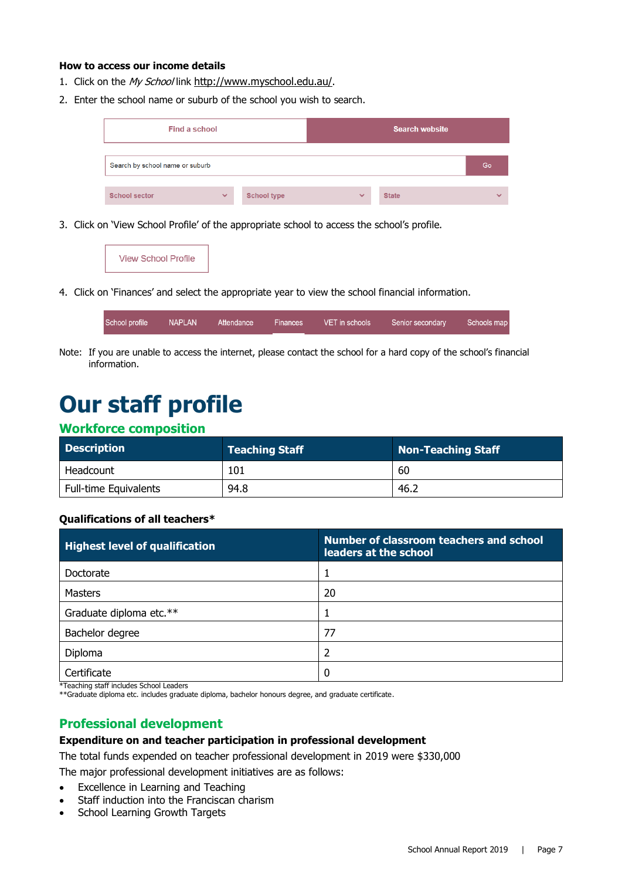**How to access our income details**

1. Click on the *My School* link http://www.myschool.edu.au/.
2. Enter the school name or suburb of the school you wish to search.

| Find a school | Search website |
|---|---|
| Search by school name or suburb | Go |
| School sector / School type / State | |

3. Click on 'View School Profile' of the appropriate school to access the school's profile.

View School Profile

4. Click on 'Finances' and select the appropriate year to view the school financial information.

School profile | NAPLAN | Attendance | Finances | VET in schools | Senior secondary | Schools map

Note: If you are unable to access the internet, please contact the school for a hard copy of the school's financial information.

# Our staff profile

## Workforce composition

| Description | Teaching Staff | Non-Teaching Staff |
|---|---|---|
| Headcount | 101 | 60 |
| Full-time Equivalents | 94.8 | 46.2 |

**Qualifications of all teachers***

| Highest level of qualification | Number of classroom teachers and school leaders at the school |
|---|---|
| Doctorate | 1 |
| Masters | 20 |
| Graduate diploma etc.** | 1 |
| Bachelor degree | 77 |
| Diploma | 2 |
| Certificate | 0 |

*Teaching staff includes School Leaders
**Graduate diploma etc. includes graduate diploma, bachelor honours degree, and graduate certificate.

## Professional development

**Expenditure on and teacher participation in professional development**

The total funds expended on teacher professional development in 2019 were $330,000

The major professional development initiatives are as follows:

- Excellence in Learning and Teaching
- Staff induction into the Franciscan charism
- School Learning Growth Targets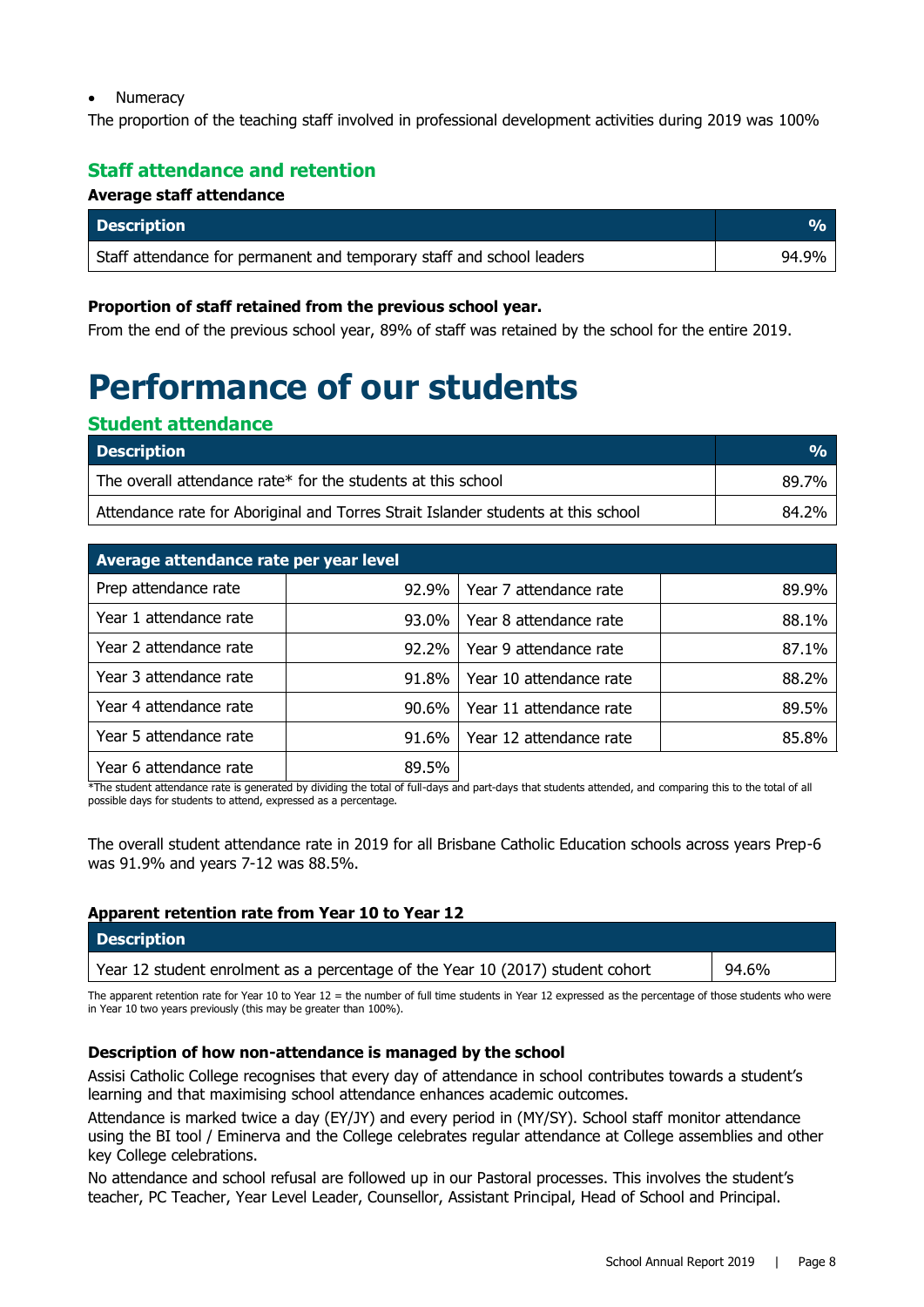- Numeracy

The proportion of the teaching staff involved in professional development activities during 2019 was 100%

## Staff attendance and retention

**Average staff attendance**

| Description | % |
|---|---|
| Staff attendance for permanent and temporary staff and school leaders | 94.9% |

**Proportion of staff retained from the previous school year.**

From the end of the previous school year, 89% of staff was retained by the school for the entire 2019.

# Performance of our students

## Student attendance

| Description | % |
|---|---|
| The overall attendance rate* for the students at this school | 89.7% |
| Attendance rate for Aboriginal and Torres Strait Islander students at this school | 84.2% |

| Average attendance rate per year level | | | |
|---|---|---|---|
| Prep attendance rate | 92.9% | Year 7 attendance rate | 89.9% |
| Year 1 attendance rate | 93.0% | Year 8 attendance rate | 88.1% |
| Year 2 attendance rate | 92.2% | Year 9 attendance rate | 87.1% |
| Year 3 attendance rate | 91.8% | Year 10 attendance rate | 88.2% |
| Year 4 attendance rate | 90.6% | Year 11 attendance rate | 89.5% |
| Year 5 attendance rate | 91.6% | Year 12 attendance rate | 85.8% |
| Year 6 attendance rate | 89.5% | | |

*The student attendance rate is generated by dividing the total of full-days and part-days that students attended, and comparing this to the total of all possible days for students to attend, expressed as a percentage.

The overall student attendance rate in 2019 for all Brisbane Catholic Education schools across years Prep-6 was 91.9% and years 7-12 was 88.5%.

**Apparent retention rate from Year 10 to Year 12**

| Description | |
|---|---|
| Year 12 student enrolment as a percentage of the Year 10 (2017) student cohort | 94.6% |

The apparent retention rate for Year 10 to Year 12 = the number of full time students in Year 12 expressed as the percentage of those students who were in Year 10 two years previously (this may be greater than 100%).

**Description of how non-attendance is managed by the school**

Assisi Catholic College recognises that every day of attendance in school contributes towards a student's learning and that maximising school attendance enhances academic outcomes.

Attendance is marked twice a day (EY/JY) and every period in (MY/SY). School staff monitor attendance using the BI tool / Eminerva and the College celebrates regular attendance at College assemblies and other key College celebrations.

No attendance and school refusal are followed up in our Pastoral processes. This involves the student's teacher, PC Teacher, Year Level Leader, Counsellor, Assistant Principal, Head of School and Principal.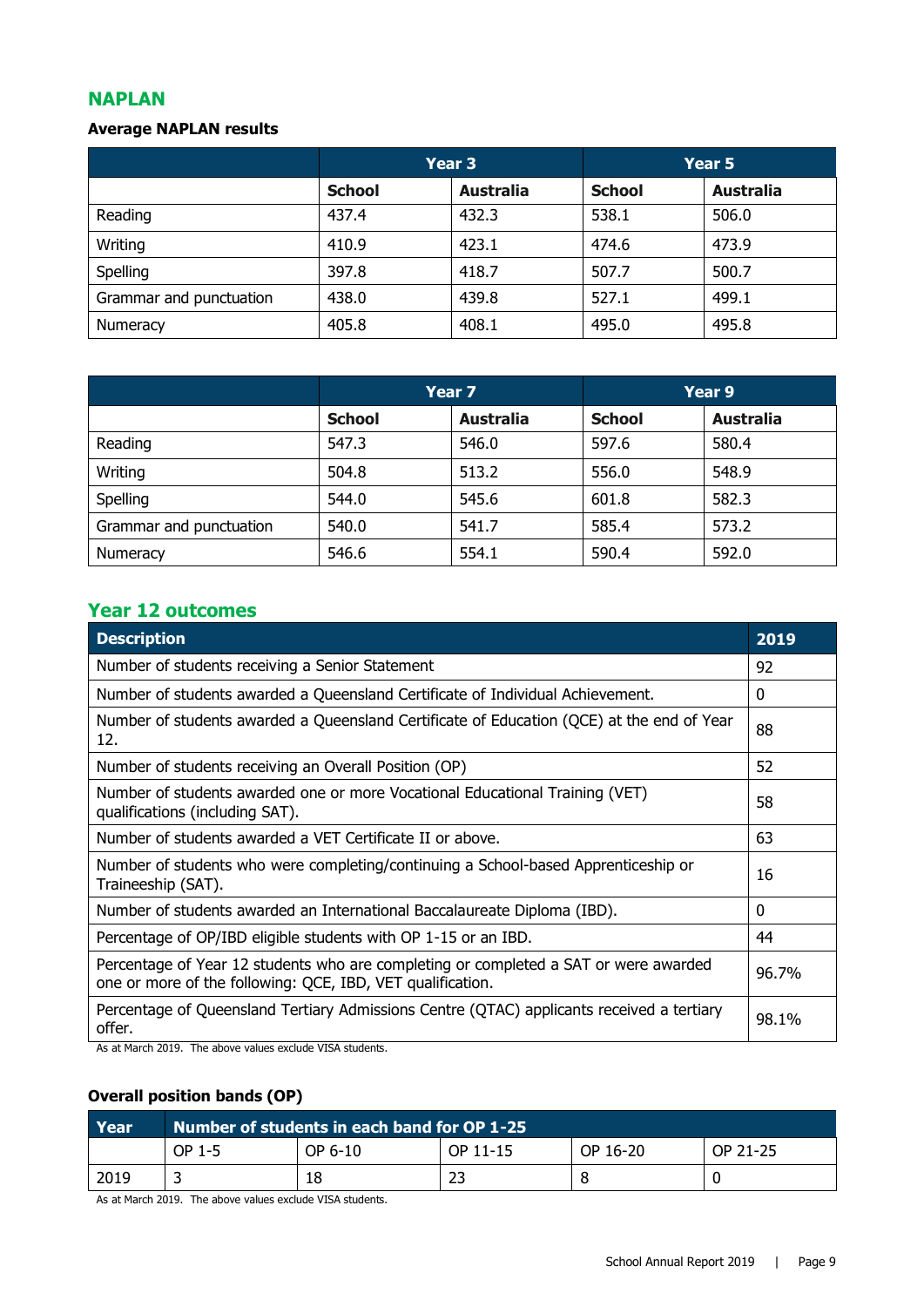## NAPLAN

### Average NAPLAN results

| | Year 3 | | Year 5 | |
|---|---|---|---|---|
| | **School** | **Australia** | **School** | **Australia** |
| Reading | 437.4 | 432.3 | 538.1 | 506.0 |
| Writing | 410.9 | 423.1 | 474.6 | 473.9 |
| Spelling | 397.8 | 418.7 | 507.7 | 500.7 |
| Grammar and punctuation | 438.0 | 439.8 | 527.1 | 499.1 |
| Numeracy | 405.8 | 408.1 | 495.0 | 495.8 |

| | Year 7 | | Year 9 | |
|---|---|---|---|---|
| | **School** | **Australia** | **School** | **Australia** |
| Reading | 547.3 | 546.0 | 597.6 | 580.4 |
| Writing | 504.8 | 513.2 | 556.0 | 548.9 |
| Spelling | 544.0 | 545.6 | 601.8 | 582.3 |
| Grammar and punctuation | 540.0 | 541.7 | 585.4 | 573.2 |
| Numeracy | 546.6 | 554.1 | 590.4 | 592.0 |

## Year 12 outcomes

| Description | 2019 |
|---|---|
| Number of students receiving a Senior Statement | 92 |
| Number of students awarded a Queensland Certificate of Individual Achievement. | 0 |
| Number of students awarded a Queensland Certificate of Education (QCE) at the end of Year 12. | 88 |
| Number of students receiving an Overall Position (OP) | 52 |
| Number of students awarded one or more Vocational Educational Training (VET) qualifications (including SAT). | 58 |
| Number of students awarded a VET Certificate II or above. | 63 |
| Number of students who were completing/continuing a School-based Apprenticeship or Traineeship (SAT). | 16 |
| Number of students awarded an International Baccalaureate Diploma (IBD). | 0 |
| Percentage of OP/IBD eligible students with OP 1-15 or an IBD. | 44 |
| Percentage of Year 12 students who are completing or completed a SAT or were awarded one or more of the following: QCE, IBD, VET qualification. | 96.7% |
| Percentage of Queensland Tertiary Admissions Centre (QTAC) applicants received a tertiary offer. | 98.1% |

As at March 2019. The above values exclude VISA students.

### Overall position bands (OP)

| Year | Number of students in each band for OP 1-25 | | | | |
|---|---|---|---|---|---|
| | OP 1-5 | OP 6-10 | OP 11-15 | OP 16-20 | OP 21-25 |
| 2019 | 3 | 18 | 23 | 8 | 0 |

As at March 2019. The above values exclude VISA students.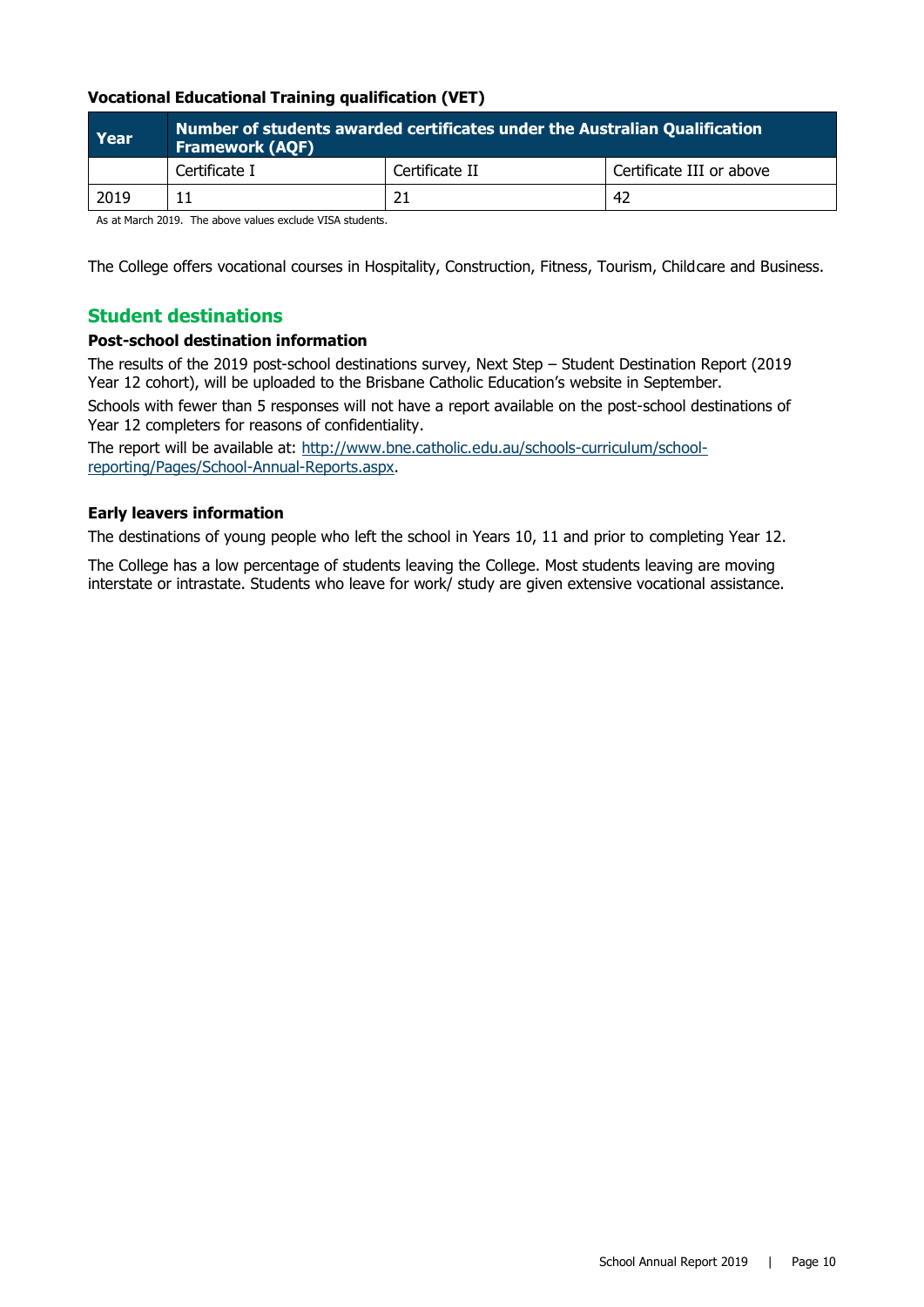**Vocational Educational Training qualification (VET)**

| Year | Number of students awarded certificates under the Australian Qualification Framework (AQF) | | |
|---|---|---|---|
| | Certificate I | Certificate II | Certificate III or above |
| 2019 | 11 | 21 | 42 |

As at March 2019. The above values exclude VISA students.

The College offers vocational courses in Hospitality, Construction, Fitness, Tourism, Childcare and Business.

## Student destinations

**Post-school destination information**

The results of the 2019 post-school destinations survey, Next Step – Student Destination Report (2019 Year 12 cohort), will be uploaded to the Brisbane Catholic Education's website in September.

Schools with fewer than 5 responses will not have a report available on the post-school destinations of Year 12 completers for reasons of confidentiality.

The report will be available at: [http://www.bne.catholic.edu.au/schools-curriculum/school-reporting/Pages/School-Annual-Reports.aspx](http://www.bne.catholic.edu.au/schools-curriculum/school-reporting/Pages/School-Annual-Reports.aspx).

**Early leavers information**

The destinations of young people who left the school in Years 10, 11 and prior to completing Year 12.

The College has a low percentage of students leaving the College. Most students leaving are moving interstate or intrastate. Students who leave for work/ study are given extensive vocational assistance.